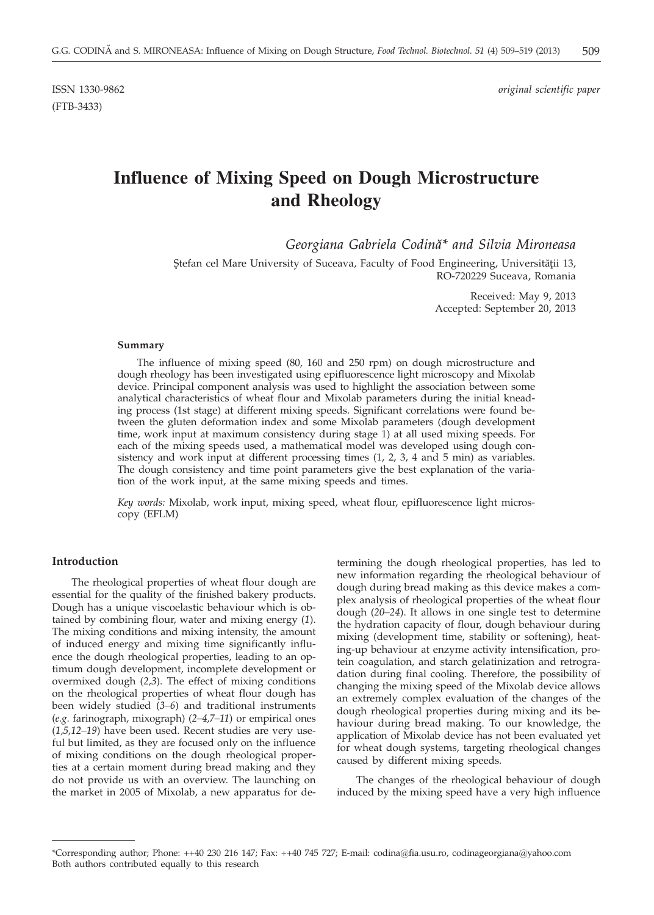ISSN 1330-9862 *original scientific paper*

(FTB-3433)

# Influence of Mixing Speed on Dough Microstructure and Rheology

*Georgiana Gabriela Codină\* and Silvia Mironeasa*

Ştefan cel Mare University of Suceava, Faculty of Food Engineering, Universităţii 13, RO-720229 Suceava, Romania

Received: May 9, 2013
Accepted: September 20, 2013

#### Summary

The influence of mixing speed (80, 160 and 250 rpm) on dough microstructure and dough rheology has been investigated using epifluorescence light microscopy and Mixolab device. Principal component analysis was used to highlight the association between some analytical characteristics of wheat flour and Mixolab parameters during the initial kneading process (1st stage) at different mixing speeds. Significant correlations were found between the gluten deformation index and some Mixolab parameters (dough development time, work input at maximum consistency during stage 1) at all used mixing speeds. For each of the mixing speeds used, a mathematical model was developed using dough consistency and work input at different processing times (1, 2, 3, 4 and 5 min) as variables. The dough consistency and time point parameters give the best explanation of the variation of the work input, at the same mixing speeds and times.

*Key words:* Mixolab, work input, mixing speed, wheat flour, epifluorescence light microscopy (EFLM)

#### Introduction

The rheological properties of wheat flour dough are essential for the quality of the finished bakery products. Dough has a unique viscoelastic behaviour which is obtained by combining flour, water and mixing energy (*1*). The mixing conditions and mixing intensity, the amount of induced energy and mixing time significantly influence the dough rheological properties, leading to an optimum dough development, incomplete development or overmixed dough (*2,3*). The effect of mixing conditions on the rheological properties of wheat flour dough has been widely studied (*3–6*) and traditional instruments (*e.g.* farinograph, mixograph) (*2–4,7–11*) or empirical ones (*1,5,12–19*) have been used. Recent studies are very useful but limited, as they are focused only on the influence of mixing conditions on the dough rheological properties at a certain moment during bread making and they do not provide us with an overview. The launching on the market in 2005 of Mixolab, a new apparatus for determining the dough rheological properties, has led to new information regarding the rheological behaviour of dough during bread making as this device makes a complex analysis of rheological properties of the wheat flour dough (*20–24*). It allows in one single test to determine the hydration capacity of flour, dough behaviour during mixing (development time, stability or softening), heating-up behaviour at enzyme activity intensification, protein coagulation, and starch gelatinization and retrogradation during final cooling. Therefore, the possibility of changing the mixing speed of the Mixolab device allows an extremely complex evaluation of the changes of the dough rheological properties during mixing and its behaviour during bread making. To our knowledge, the application of Mixolab device has not been evaluated yet for wheat dough systems, targeting rheological changes caused by different mixing speeds.

The changes of the rheological behaviour of dough induced by the mixing speed have a very high influence

---

\*Corresponding author; Phone: ++40 230 216 147; Fax: ++40 745 727; E-mail: codina@fia.usu.ro, codinageorgiana@yahoo.com
Both authors contributed equally to this research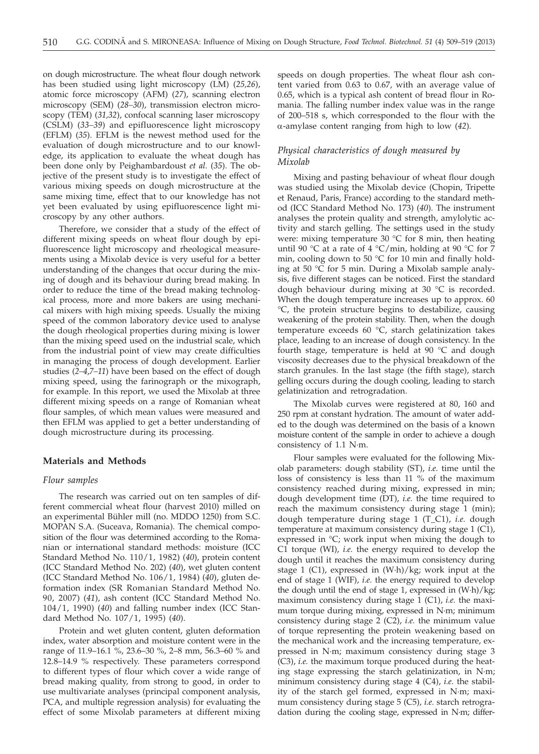on dough microstructure. The wheat flour dough network has been studied using light microscopy (LM) (*25,26*), atomic force microscopy (AFM) (*27*), scanning electron microscopy (SEM) (*28–30*), transmission electron microscopy (TEM) (*31,32*), confocal scanning laser microscopy (CSLM) (*33–39*) and epifluorescence light microscopy (EFLM) (*35*). EFLM is the newest method used for the evaluation of dough microstructure and to our knowledge, its application to evaluate the wheat dough has been done only by Peighambardoust *et al.* (*35*). The objective of the present study is to investigate the effect of various mixing speeds on dough microstructure at the same mixing time, effect that to our knowledge has not yet been evaluated by using epifluorescence light microscopy by any other authors.

Therefore, we consider that a study of the effect of different mixing speeds on wheat flour dough by epifluorescence light microscopy and rheological measurements using a Mixolab device is very useful for a better understanding of the changes that occur during the mixing of dough and its behaviour during bread making. In order to reduce the time of the bread making technological process, more and more bakers are using mechanical mixers with high mixing speeds. Usually the mixing speed of the common laboratory device used to analyse the dough rheological properties during mixing is lower than the mixing speed used on the industrial scale, which from the industrial point of view may create difficulties in managing the process of dough development. Earlier studies (*2–4,7–11*) have been based on the effect of dough mixing speed, using the farinograph or the mixograph, for example. In this report, we used the Mixolab at three different mixing speeds on a range of Romanian wheat flour samples, of which mean values were measured and then EFLM was applied to get a better understanding of dough microstructure during its processing.

## Materials and Methods

### *Flour samples*

The research was carried out on ten samples of different commercial wheat flour (harvest 2010) milled on an experimental Bühler mill (no. MDDO 1250) from S.C. MOPAN S.A. (Suceava, Romania). The chemical composition of the flour was determined according to the Romanian or international standard methods: moisture (ICC Standard Method No. 110/1, 1982) (*40*), protein content (ICC Standard Method No. 202) (*40*), wet gluten content (ICC Standard Method No. 106/1, 1984) (*40*), gluten deformation index (SR Romanian Standard Method No. 90, 2007) (*41*), ash content (ICC Standard Method No. 104/1, 1990) (*40*) and falling number index (ICC Standard Method No. 107/1, 1995) (*40*).

Protein and wet gluten content, gluten deformation index, water absorption and moisture content were in the range of 11.9–16.1 %, 23.6–30 %, 2–8 mm, 56.3–60 % and 12.8–14.9 % respectively. These parameters correspond to different types of flour which cover a wide range of bread making quality, from strong to good, in order to use multivariate analyses (principal component analysis, PCA, and multiple regression analysis) for evaluating the effect of some Mixolab parameters at different mixing speeds on dough properties. The wheat flour ash content varied from 0.63 to 0.67, with an average value of 0.65, which is a typical ash content of bread flour in Romania. The falling number index value was in the range of 200–518 s, which corresponded to the flour with the α-amylase content ranging from high to low (*42*).

### *Physical characteristics of dough measured by Mixolab*

Mixing and pasting behaviour of wheat flour dough was studied using the Mixolab device (Chopin, Tripette et Renaud, Paris, France) according to the standard method (ICC Standard Method No. 173) (*40*). The instrument analyses the protein quality and strength, amylolytic activity and starch gelling. The settings used in the study were: mixing temperature 30 °C for 8 min, then heating until 90 °C at a rate of 4 °C/min, holding at 90 °C for 7 min, cooling down to 50 °C for 10 min and finally holding at 50 °C for 5 min. During a Mixolab sample analysis, five different stages can be noticed. First the standard dough behaviour during mixing at 30 °C is recorded. When the dough temperature increases up to approx. 60 °C, the protein structure begins to destabilize, causing weakening of the protein stability. Then, when the dough temperature exceeds 60 °C, starch gelatinization takes place, leading to an increase of dough consistency. In the fourth stage, temperature is held at 90 °C and dough viscosity decreases due to the physical breakdown of the starch granules. In the last stage (the fifth stage), starch gelling occurs during the dough cooling, leading to starch gelatinization and retrogradation.

The Mixolab curves were registered at 80, 160 and 250 rpm at constant hydration. The amount of water added to the dough was determined on the basis of a known moisture content of the sample in order to achieve a dough consistency of 1.1 N·m.

Flour samples were evaluated for the following Mixolab parameters: dough stability (ST), *i.e.* time until the loss of consistency is less than 11 % of the maximum consistency reached during mixing, expressed in min; dough development time (DT), *i.e.* the time required to reach the maximum consistency during stage 1 (min); dough temperature during stage 1 (T_C1), *i.e.* dough temperature at maximum consistency during stage 1 (C1), expressed in °C; work input when mixing the dough to C1 torque (WI), *i.e.* the energy required to develop the dough until it reaches the maximum consistency during stage 1 (C1), expressed in (W·h)/kg; work input at the end of stage 1 (WIF), *i.e.* the energy required to develop the dough until the end of stage 1, expressed in (W·h)/kg; maximum consistency during stage 1 (C1), *i.e.* the maximum torque during mixing, expressed in N·m; minimum consistency during stage 2 (C2), *i.e.* the minimum value of torque representing the protein weakening based on the mechanical work and the increasing temperature, expressed in N·m; maximum consistency during stage 3 (C3), *i.e.* the maximum torque produced during the heating stage expressing the starch gelatinization, in N·m; minimum consistency during stage 4 (C4), *i.e.* the stability of the starch gel formed, expressed in N·m; maximum consistency during stage 5 (C5), *i.e.* starch retrogradation during the cooling stage, expressed in N·m; differ-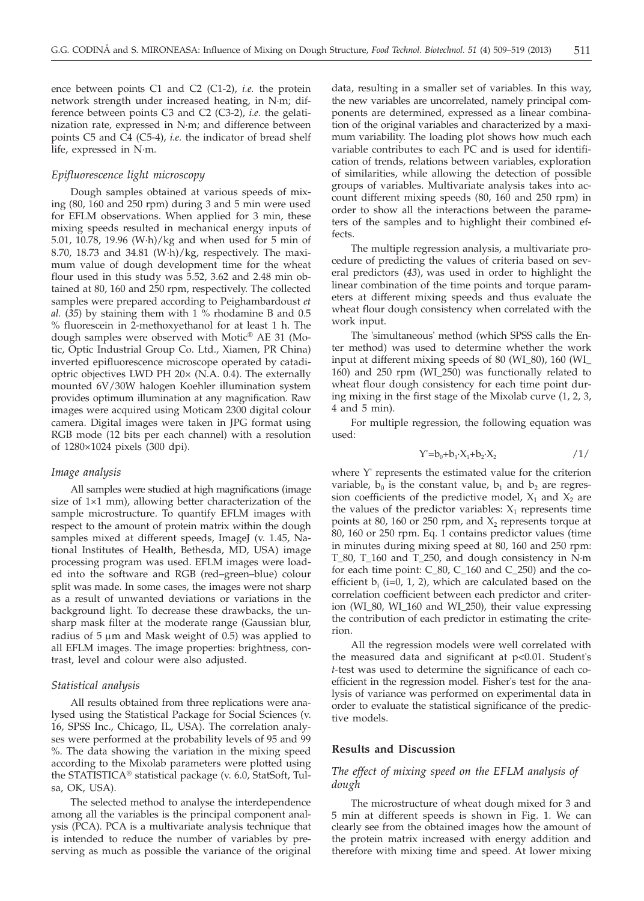ence between points C1 and C2 (C1-2), *i.e.* the protein network strength under increased heating, in N·m; difference between points C3 and C2 (C3-2), *i.e.* the gelatinization rate, expressed in N·m; and difference between points C5 and C4 (C5-4), *i.e.* the indicator of bread shelf life, expressed in N·m.

### *Epifluorescence light microscopy*

Dough samples obtained at various speeds of mixing (80, 160 and 250 rpm) during 3 and 5 min were used for EFLM observations. When applied for 3 min, these mixing speeds resulted in mechanical energy inputs of 5.01, 10.78, 19.96 (W·h)/kg and when used for 5 min of 8.70, 18.73 and 34.81 (W·h)/kg, respectively. The maximum value of dough development time for the wheat flour used in this study was 5.52, 3.62 and 2.48 min obtained at 80, 160 and 250 rpm, respectively. The collected samples were prepared according to Peighambardoust *et al.* (*35*) by staining them with 1 % rhodamine B and 0.5 % fluorescein in 2-methoxyethanol for at least 1 h. The dough samples were observed with Motic® AE 31 (Motic, Optic Industrial Group Co. Ltd., Xiamen, PR China) inverted epifluorescence microscope operated by catadioptric objectives LWD PH 20× (N.A. 0.4). The externally mounted 6V/30W halogen Koehler illumination system provides optimum illumination at any magnification. Raw images were acquired using Moticam 2300 digital colour camera. Digital images were taken in JPG format using RGB mode (12 bits per each channel) with a resolution of 1280×1024 pixels (300 dpi).

### *Image analysis*

All samples were studied at high magnifications (image size of 1×1 mm), allowing better characterization of the sample microstructure. To quantify EFLM images with respect to the amount of protein matrix within the dough samples mixed at different speeds, ImageJ (v. 1.45, National Institutes of Health, Bethesda, MD, USA) image processing program was used. EFLM images were loaded into the software and RGB (red–green–blue) colour split was made. In some cases, the images were not sharp as a result of unwanted deviations or variations in the background light. To decrease these drawbacks, the unsharp mask filter at the moderate range (Gaussian blur, radius of 5 μm and Mask weight of 0.5) was applied to all EFLM images. The image properties: brightness, contrast, level and colour were also adjusted.

### *Statistical analysis*

All results obtained from three replications were analysed using the Statistical Package for Social Sciences (v. 16, SPSS Inc., Chicago, IL, USA). The correlation analyses were performed at the probability levels of 95 and 99 %. The data showing the variation in the mixing speed according to the Mixolab parameters were plotted using the STATISTICA® statistical package (v. 6.0, StatSoft, Tulsa, OK, USA).

The selected method to analyse the interdependence among all the variables is the principal component analysis (PCA). PCA is a multivariate analysis technique that is intended to reduce the number of variables by preserving as much as possible the variance of the original data, resulting in a smaller set of variables. In this way, the new variables are uncorrelated, namely principal components are determined, expressed as a linear combination of the original variables and characterized by a maximum variability. The loading plot shows how much each variable contributes to each PC and is used for identification of trends, relations between variables, exploration of similarities, while allowing the detection of possible groups of variables. Multivariate analysis takes into account different mixing speeds (80, 160 and 250 rpm) in order to show all the interactions between the parameters of the samples and to highlight their combined effects.

The multiple regression analysis, a multivariate procedure of predicting the values of criteria based on several predictors (*43*), was used in order to highlight the linear combination of the time points and torque parameters at different mixing speeds and thus evaluate the wheat flour dough consistency when correlated with the work input.

The 'simultaneous' method (which SPSS calls the Enter method) was used to determine whether the work input at different mixing speeds of 80 (WI_80), 160 (WI_160) and 250 rpm (WI_250) was functionally related to wheat flour dough consistency for each time point during mixing in the first stage of the Mixolab curve (1, 2, 3, 4 and 5 min).

For multiple regression, the following equation was used:

$$Y'=b_0+b_1 \cdot X_1+b_2 \cdot X_2 \qquad /1/$$

where Y' represents the estimated value for the criterion variable, $b_0$ is the constant value, $b_1$ and $b_2$ are regression coefficients of the predictive model, $X_1$ and $X_2$ are the values of the predictor variables: $X_1$ represents time points at 80, 160 or 250 rpm, and $X_2$ represents torque at 80, 160 or 250 rpm. Eq. 1 contains predictor values (time in minutes during mixing speed at 80, 160 and 250 rpm: T_80, T_160 and T_250, and dough consistency in N·m for each time point: C_80, C_160 and C_250) and the coefficient $b_i$ (i=0, 1, 2), which are calculated based on the correlation coefficient between each predictor and criterion (WI_80, WI_160 and WI_250), their value expressing the contribution of each predictor in estimating the criterion.

All the regression models were well correlated with the measured data and significant at $p<0.01$. Student's *t*-test was used to determine the significance of each coefficient in the regression model. Fisher's test for the analysis of variance was performed on experimental data in order to evaluate the statistical significance of the predictive models.

## Results and Discussion

### *The effect of mixing speed on the EFLM analysis of dough*

The microstructure of wheat dough mixed for 3 and 5 min at different speeds is shown in Fig. 1. We can clearly see from the obtained images how the amount of the protein matrix increased with energy addition and therefore with mixing time and speed. At lower mixing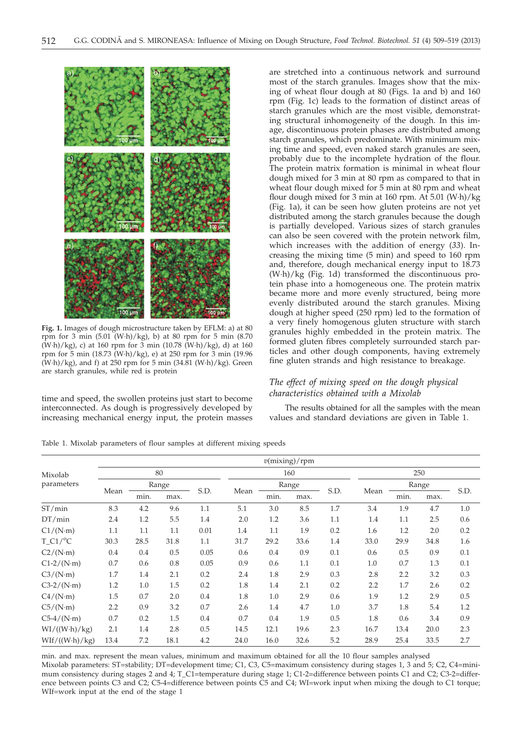**Fig. 1.** Images of dough microstructure taken by EFLM: a) at 80 rpm for 3 min (5.01 (W·h)/kg), b) at 80 rpm for 5 min (8.70 (W·h)/kg), c) at 160 rpm for 3 min (10.78 (W·h)/kg), d) at 160 rpm for 5 min (18.73 (W·h)/kg), e) at 250 rpm for 3 min (19.96 (W·h)/kg), and f) at 250 rpm for 5 min (34.81 (W·h)/kg). Green are starch granules, while red is protein

time and speed, the swollen proteins just start to become interconnected. As dough is progressively developed by increasing mechanical energy input, the protein masses are stretched into a continuous network and surround most of the starch granules. Images show that the mixing of wheat flour dough at 80 (Figs. 1a and b) and 160 rpm (Fig. 1c) leads to the formation of distinct areas of starch granules which are the most visible, demonstrating structural inhomogeneity of the dough. In this image, discontinuous protein phases are distributed among starch granules, which predominate. With minimum mixing time and speed, even naked starch granules are seen, probably due to the incomplete hydration of the flour. The protein matrix formation is minimal in wheat flour dough mixed for 3 min at 80 rpm as compared to that in wheat flour dough mixed for 5 min at 80 rpm and wheat flour dough mixed for 3 min at 160 rpm. At 5.01 (W·h)/kg (Fig. 1a), it can be seen how gluten proteins are not yet distributed among the starch granules because the dough is partially developed. Various sizes of starch granules can also be seen covered with the protein network film, which increases with the addition of energy (*33*). Increasing the mixing time (5 min) and speed to 160 rpm and, therefore, dough mechanical energy input to 18.73 (W·h)/kg (Fig. 1d) transformed the discontinuous protein phase into a homogeneous one. The protein matrix became more and more evenly structured, being more evenly distributed around the starch granules. Mixing dough at higher speed (250 rpm) led to the formation of a very finely homogenous gluten structure with starch granules highly embedded in the protein matrix. The formed gluten fibres completely surrounded starch particles and other dough components, having extremely fine gluten strands and high resistance to breakage.

### *The effect of mixing speed on the dough physical characteristics obtained with a Mixolab*

The results obtained for all the samples with the mean values and standard deviations are given in Table 1.

Table 1. Mixolab parameters of flour samples at different mixing speeds

| Mixolab parameters | $v$(mixing)/rpm | | | | | | | | | | | |
|---|---|---|---|---|---|---|---|---|---|---|---|---|
| | 80 | | | | 160 | | | | 250 | | | |
| | Mean | Range | | S.D. | Mean | Range | | S.D. | Mean | Range | | S.D. |
| | | min. | max. | | | min. | max. | | | min. | max. | |
| ST/min | 8.3 | 4.2 | 9.6 | 1.1 | 5.1 | 3.0 | 8.5 | 1.7 | 3.4 | 1.9 | 4.7 | 1.0 |
| DT/min | 2.4 | 1.2 | 5.5 | 1.4 | 2.0 | 1.2 | 3.6 | 1.1 | 1.4 | 1.1 | 2.5 | 0.6 |
| C1/(N·m) | 1.1 | 1.1 | 1.1 | 0.01 | 1.4 | 1.1 | 1.9 | 0.2 | 1.6 | 1.2 | 2.0 | 0.2 |
| T_C1/°C | 30.3 | 28.5 | 31.8 | 1.1 | 31.7 | 29.2 | 33.6 | 1.4 | 33.0 | 29.9 | 34.8 | 1.6 |
| C2/(N·m) | 0.4 | 0.4 | 0.5 | 0.05 | 0.6 | 0.4 | 0.9 | 0.1 | 0.6 | 0.5 | 0.9 | 0.1 |
| C1-2/(N·m) | 0.7 | 0.6 | 0.8 | 0.05 | 0.9 | 0.6 | 1.1 | 0.1 | 1.0 | 0.7 | 1.3 | 0.1 |
| C3/(N·m) | 1.7 | 1.4 | 2.1 | 0.2 | 2.4 | 1.8 | 2.9 | 0.3 | 2.8 | 2.2 | 3.2 | 0.3 |
| C3-2/(N·m) | 1.2 | 1.0 | 1.5 | 0.2 | 1.8 | 1.4 | 2.1 | 0.2 | 2.2 | 1.7 | 2.6 | 0.2 |
| C4/(N·m) | 1.5 | 0.7 | 2.0 | 0.4 | 1.8 | 1.0 | 2.9 | 0.6 | 1.9 | 1.2 | 2.9 | 0.5 |
| C5/(N·m) | 2.2 | 0.9 | 3.2 | 0.7 | 2.6 | 1.4 | 4.7 | 1.0 | 3.7 | 1.8 | 5.4 | 1.2 |
| C5-4/(N·m) | 0.7 | 0.2 | 1.5 | 0.4 | 0.7 | 0.4 | 1.9 | 0.5 | 1.8 | 0.6 | 3.4 | 0.9 |
| WI/((W·h)/kg) | 2.1 | 1.4 | 2.8 | 0.5 | 14.5 | 12.1 | 19.6 | 2.3 | 16.7 | 13.4 | 20.0 | 2.3 |
| WIf/((W·h)/kg) | 13.4 | 7.2 | 18.1 | 4.2 | 24.0 | 16.0 | 32.6 | 5.2 | 28.9 | 25.4 | 33.5 | 2.7 |

min. and max. represent the mean values, minimum and maximum obtained for all the 10 flour samples analysed

Mixolab parameters: ST=stability; DT=development time; C1, C3, C5=maximum consistency during stages 1, 3 and 5; C2, C4=minimum consistency during stages 2 and 4; T_C1=temperature during stage 1; C1-2=difference between points C1 and C2; C3-2=difference between points C3 and C2; C5-4=difference between points C5 and C4; WI=work input when mixing the dough to C1 torque; WIf=work input at the end of the stage 1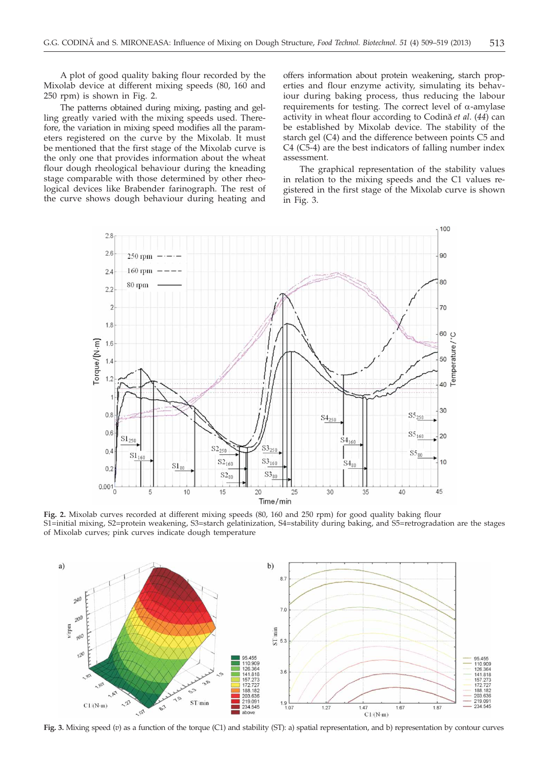A plot of good quality baking flour recorded by the Mixolab device at different mixing speeds (80, 160 and 250 rpm) is shown in Fig. 2.

The patterns obtained during mixing, pasting and gelling greatly varied with the mixing speeds used. Therefore, the variation in mixing speed modifies all the parameters registered on the curve by the Mixolab. It must be mentioned that the first stage of the Mixolab curve is the only one that provides information about the wheat flour dough rheological behaviour during the kneading stage comparable with those determined by other rheological devices like Brabender farinograph. The rest of the curve shows dough behaviour during heating and offers information about protein weakening, starch properties and flour enzyme activity, simulating its behaviour during baking process, thus reducing the labour requirements for testing. The correct level of α-amylase activity in wheat flour according to Codină *et al.* (*44*) can be established by Mixolab device. The stability of the starch gel (C4) and the difference between points C5 and C4 (C5-4) are the best indicators of falling number index assessment.

The graphical representation of the stability values in relation to the mixing speeds and the C1 values registered in the first stage of the Mixolab curve is shown in Fig. 3.

**Fig. 2.** Mixolab curves recorded at different mixing speeds (80, 160 and 250 rpm) for good quality baking flour
S1=initial mixing, S2=protein weakening, S3=starch gelatinization, S4=stability during baking, and S5=retrogradation are the stages of Mixolab curves; pink curves indicate dough temperature

**Fig. 3.** Mixing speed (*v*) as a function of the torque (C1) and stability (ST): a) spatial representation, and b) representation by contour curves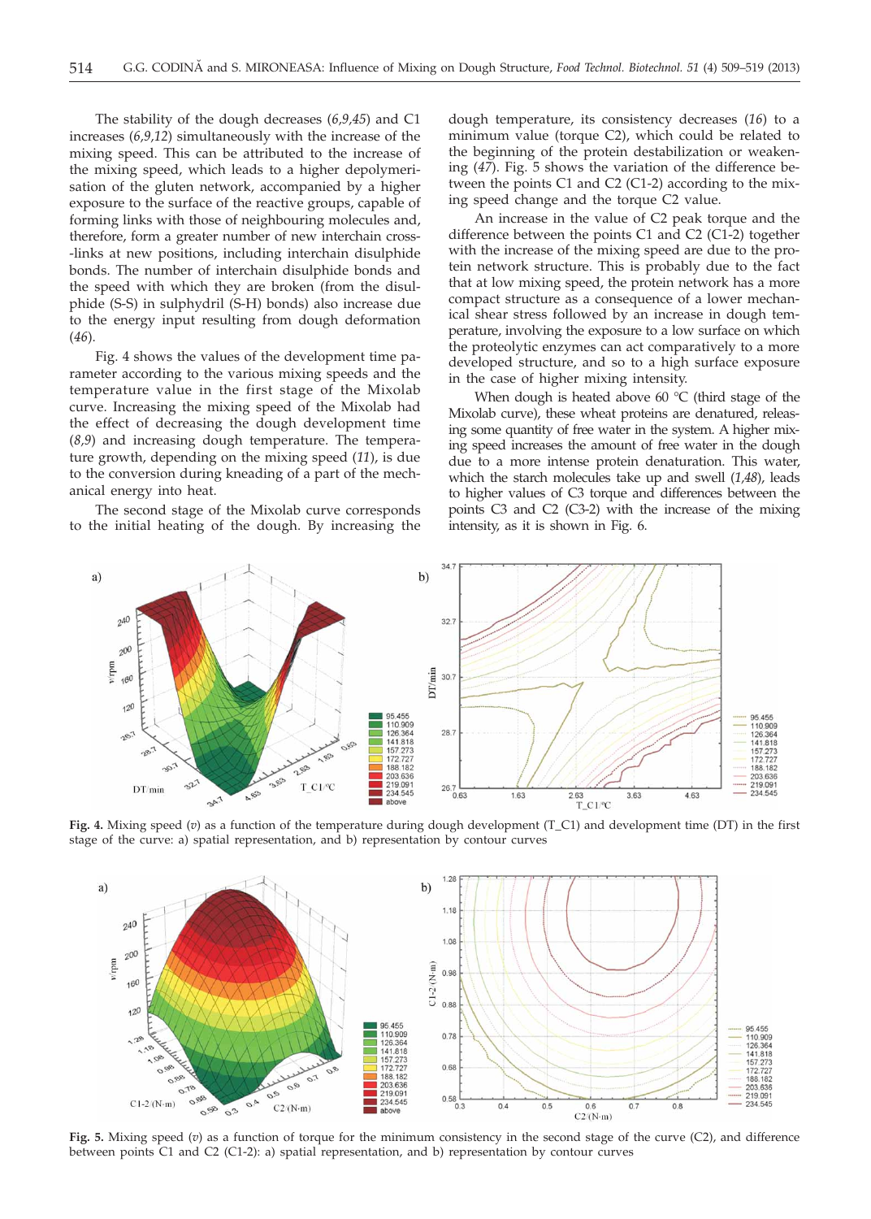The stability of the dough decreases (*6,9,45*) and C1 increases (*6,9,12*) simultaneously with the increase of the mixing speed. This can be attributed to the increase of the mixing speed, which leads to a higher depolymerisation of the gluten network, accompanied by a higher exposure to the surface of the reactive groups, capable of forming links with those of neighbouring molecules and, therefore, form a greater number of new interchain cross-links at new positions, including interchain disulphide bonds. The number of interchain disulphide bonds and the speed with which they are broken (from the disulphide (S-S) in sulphydril (S-H) bonds) also increase due to the energy input resulting from dough deformation (*46*).

Fig. 4 shows the values of the development time parameter according to the various mixing speeds and the temperature value in the first stage of the Mixolab curve. Increasing the mixing speed of the Mixolab had the effect of decreasing the dough development time (*8,9*) and increasing dough temperature. The temperature growth, depending on the mixing speed (*11*), is due to the conversion during kneading of a part of the mechanical energy into heat.

The second stage of the Mixolab curve corresponds to the initial heating of the dough. By increasing the dough temperature, its consistency decreases (*16*) to a minimum value (torque C2), which could be related to the beginning of the protein destabilization or weakening (*47*). Fig. 5 shows the variation of the difference between the points C1 and C2 (C1-2) according to the mixing speed change and the torque C2 value.

An increase in the value of C2 peak torque and the difference between the points C1 and C2 (C1-2) together with the increase of the mixing speed are due to the protein network structure. This is probably due to the fact that at low mixing speed, the protein network has a more compact structure as a consequence of a lower mechanical shear stress followed by an increase in dough temperature, involving the exposure to a low surface on which the proteolytic enzymes can act comparatively to a more developed structure, and so to a high surface exposure in the case of higher mixing intensity.

When dough is heated above 60 °C (third stage of the Mixolab curve), these wheat proteins are denatured, releasing some quantity of free water in the system. A higher mixing speed increases the amount of free water in the dough due to a more intense protein denaturation. This water, which the starch molecules take up and swell (*1,48*), leads to higher values of C3 torque and differences between the points C3 and C2 (C3-2) with the increase of the mixing intensity, as it is shown in Fig. 6.

**Fig. 4.** Mixing speed ($v$) as a function of the temperature during dough development (T_C1) and development time (DT) in the first stage of the curve: a) spatial representation, and b) representation by contour curves

**Fig. 5.** Mixing speed ($v$) as a function of torque for the minimum consistency in the second stage of the curve (C2), and difference between points C1 and C2 (C1-2): a) spatial representation, and b) representation by contour curves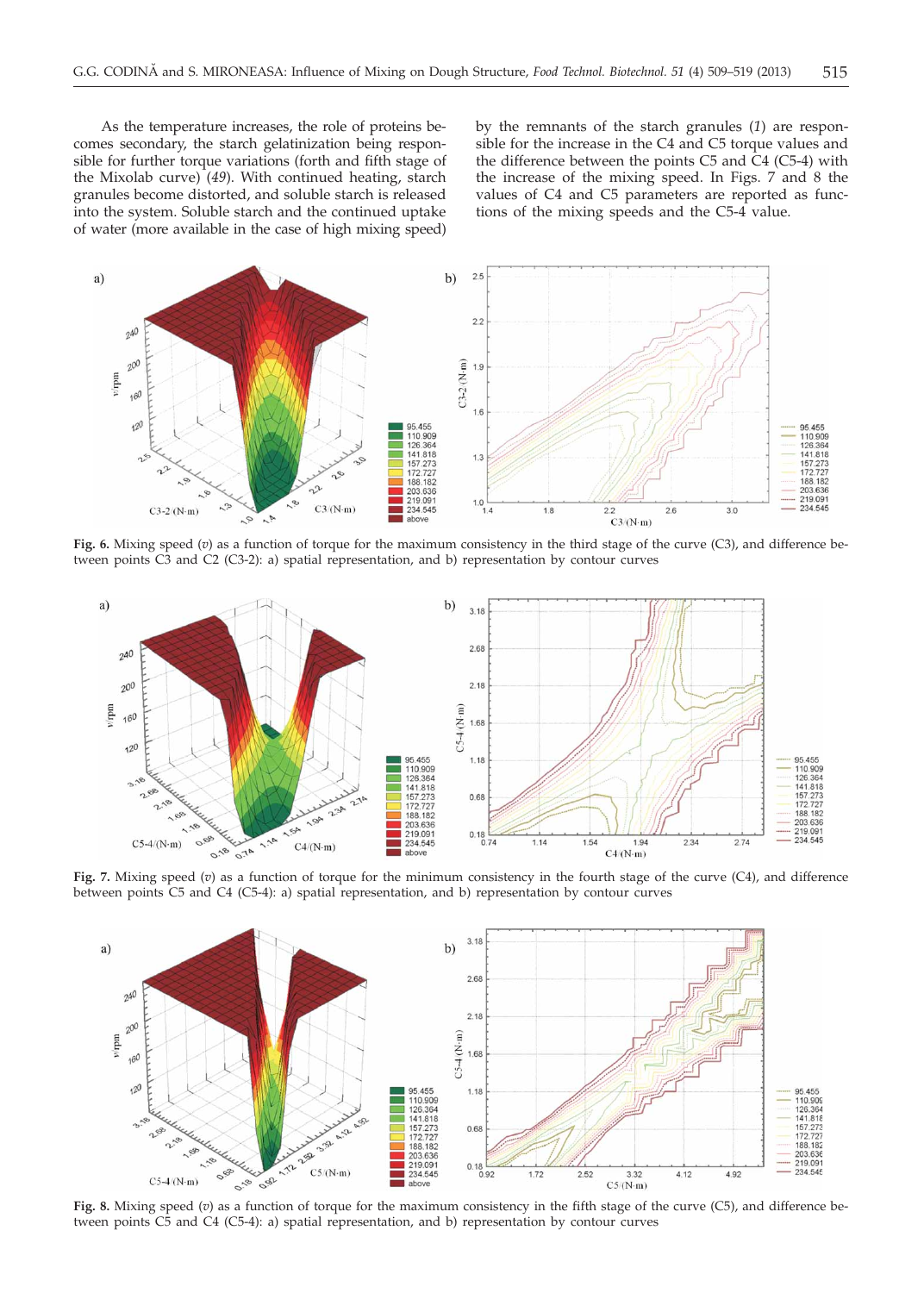As the temperature increases, the role of proteins becomes secondary, the starch gelatinization being responsible for further torque variations (forth and fifth stage of the Mixolab curve) (*49*). With continued heating, starch granules become distorted, and soluble starch is released into the system. Soluble starch and the continued uptake of water (more available in the case of high mixing speed) by the remnants of the starch granules (*1*) are responsible for the increase in the C4 and C5 torque values and the difference between the points C5 and C4 (C5-4) with the increase of the mixing speed. In Figs. 7 and 8 the values of C4 and C5 parameters are reported as functions of the mixing speeds and the C5-4 value.

**Fig. 6.** Mixing speed (*v*) as a function of torque for the maximum consistency in the third stage of the curve (C3), and difference between points C3 and C2 (C3-2): a) spatial representation, and b) representation by contour curves

**Fig. 7.** Mixing speed (*v*) as a function of torque for the minimum consistency in the fourth stage of the curve (C4), and difference between points C5 and C4 (C5-4): a) spatial representation, and b) representation by contour curves

**Fig. 8.** Mixing speed (*v*) as a function of torque for the maximum consistency in the fifth stage of the curve (C5), and difference between points C5 and C4 (C5-4): a) spatial representation, and b) representation by contour curves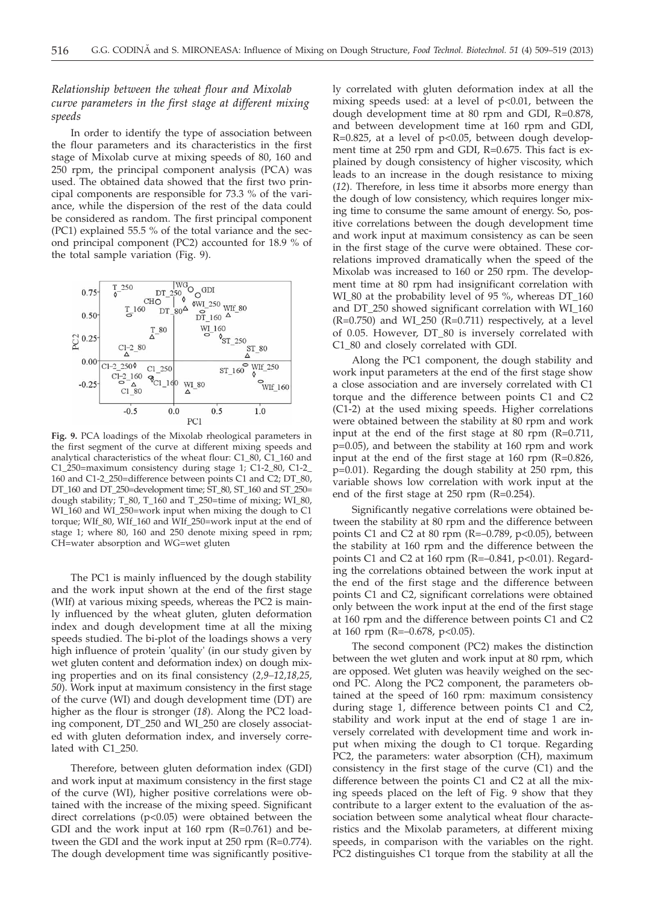### *Relationship between the wheat flour and Mixolab curve parameters in the first stage at different mixing speeds*

In order to identify the type of association between the flour parameters and its characteristics in the first stage of Mixolab curve at mixing speeds of 80, 160 and 250 rpm, the principal component analysis (PCA) was used. The obtained data showed that the first two principal components are responsible for 73.3 % of the variance, while the dispersion of the rest of the data could be considered as random. The first principal component (PC1) explained 55.5 % of the total variance and the second principal component (PC2) accounted for 18.9 % of the total sample variation (Fig. 9).

**Fig. 9.** PCA loadings of the Mixolab rheological parameters in the first segment of the curve at different mixing speeds and analytical characteristics of the wheat flour: C1_80, C1_160 and C1_250=maximum consistency during stage 1; C1-2_80, C1-2_160 and C1-2_250=difference between points C1 and C2; DT_80, DT_160 and DT_250=development time; ST_80, ST_160 and ST_250=dough stability; T_80, T_160 and T_250=time of mixing; WI_80, WI_160 and WI_250=work input when mixing the dough to C1 torque; WIf_80, WIf_160 and WIf_250=work input at the end of stage 1; where 80, 160 and 250 denote mixing speed in rpm; CH=water absorption and WG=wet gluten

The PC1 is mainly influenced by the dough stability and the work input shown at the end of the first stage (WIf) at various mixing speeds, whereas the PC2 is mainly influenced by the wheat gluten, gluten deformation index and dough development time at all the mixing speeds studied. The bi-plot of the loadings shows a very high influence of protein 'quality' (in our study given by wet gluten content and deformation index) on dough mixing properties and on its final consistency (*2,9–12,18,25, 50*). Work input at maximum consistency in the first stage of the curve (WI) and dough development time (DT) are higher as the flour is stronger (*18*). Along the PC2 loading component, DT_250 and WI_250 are closely associated with gluten deformation index, and inversely correlated with C1_250.

Therefore, between gluten deformation index (GDI) and work input at maximum consistency in the first stage of the curve (WI), higher positive correlations were obtained with the increase of the mixing speed. Significant direct correlations ($p<0.05$) were obtained between the GDI and the work input at 160 rpm (R=0.761) and between the GDI and the work input at 250 rpm (R=0.774). The dough development time was significantly positively correlated with gluten deformation index at all the mixing speeds used: at a level of $p<0.01$, between the dough development time at 80 rpm and GDI, R=0.878, and between development time at 160 rpm and GDI, R=0.825, at a level of $p<0.05$, between dough development time at 250 rpm and GDI, R=0.675. This fact is explained by dough consistency of higher viscosity, which leads to an increase in the dough resistance to mixing (*12*). Therefore, in less time it absorbs more energy than the dough of low consistency, which requires longer mixing time to consume the same amount of energy. So, positive correlations between the dough development time and work input at maximum consistency as can be seen in the first stage of the curve were obtained. These correlations improved dramatically when the speed of the Mixolab was increased to 160 or 250 rpm. The development time at 80 rpm had insignificant correlation with WI_80 at the probability level of 95 %, whereas DT_160 and DT_250 showed significant correlation with WI_160 (R=0.750) and WI_250 (R=0.711) respectively, at a level of 0.05. However, DT_80 is inversely correlated with C1_80 and closely correlated with GDI.

Along the PC1 component, the dough stability and work input parameters at the end of the first stage show a close association and are inversely correlated with C1 torque and the difference between points C1 and C2 (C1-2) at the used mixing speeds. Higher correlations were obtained between the stability at 80 rpm and work input at the end of the first stage at 80 rpm (R=0.711, $p=0.05$), and between the stability at 160 rpm and work input at the end of the first stage at 160 rpm (R=0.826, $p=0.01$). Regarding the dough stability at 250 rpm, this variable shows low correlation with work input at the end of the first stage at 250 rpm (R=0.254).

Significantly negative correlations were obtained between the stability at 80 rpm and the difference between points C1 and C2 at 80 rpm (R=–0.789, $p<0.05$), between the stability at 160 rpm and the difference between the points C1 and C2 at 160 rpm (R=–0.841, $p<0.01$). Regarding the correlations obtained between the work input at the end of the first stage and the difference between points C1 and C2, significant correlations were obtained only between the work input at the end of the first stage at 160 rpm and the difference between points C1 and C2 at 160 rpm (R=–0.678, $p<0.05$).

The second component (PC2) makes the distinction between the wet gluten and work input at 80 rpm, which are opposed. Wet gluten was heavily weighed on the second PC. Along the PC2 component, the parameters obtained at the speed of 160 rpm: maximum consistency during stage 1, difference between points C1 and C2, stability and work input at the end of stage 1 are inversely correlated with development time and work input when mixing the dough to C1 torque. Regarding PC2, the parameters: water absorption (CH), maximum consistency in the first stage of the curve (C1) and the difference between the points C1 and C2 at all the mixing speeds placed on the left of Fig. 9 show that they contribute to a larger extent to the evaluation of the association between some analytical wheat flour characteristics and the Mixolab parameters, at different mixing speeds, in comparison with the variables on the right. PC2 distinguishes C1 torque from the stability at all the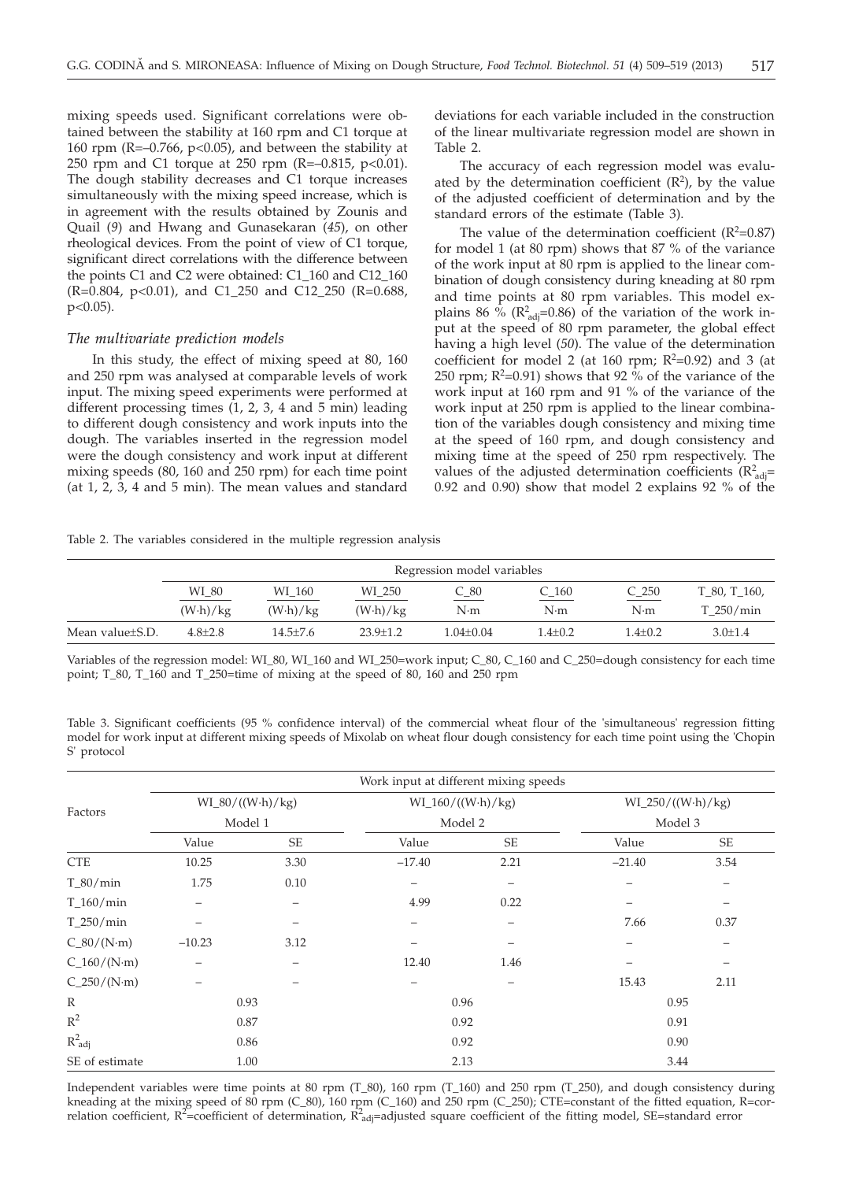mixing speeds used. Significant correlations were obtained between the stability at 160 rpm and C1 torque at 160 rpm ($R=-0.766$, $p<0.05$), and between the stability at 250 rpm and C1 torque at 250 rpm ($R=-0.815$, $p<0.01$). The dough stability decreases and C1 torque increases simultaneously with the mixing speed increase, which is in agreement with the results obtained by Zounis and Quail (*9*) and Hwang and Gunasekaran (*45*), on other rheological devices. From the point of view of C1 torque, significant direct correlations with the difference between the points C1 and C2 were obtained: C1_160 and C12_160 ($R=0.804$, $p<0.01$), and C1_250 and C12_250 ($R=0.688$, $p<0.05$).

### *The multivariate prediction models*

In this study, the effect of mixing speed at 80, 160 and 250 rpm was analysed at comparable levels of work input. The mixing speed experiments were performed at different processing times (1, 2, 3, 4 and 5 min) leading to different dough consistency and work inputs into the dough. The variables inserted in the regression model were the dough consistency and work input at different mixing speeds (80, 160 and 250 rpm) for each time point (at 1, 2, 3, 4 and 5 min). The mean values and standard deviations for each variable included in the construction of the linear multivariate regression model are shown in Table 2.

The accuracy of each regression model was evaluated by the determination coefficient ($R^2$), by the value of the adjusted coefficient of determination and by the standard errors of the estimate (Table 3).

The value of the determination coefficient ($R^2=0.87$) for model 1 (at 80 rpm) shows that 87 % of the variance of the work input at 80 rpm is applied to the linear combination of dough consistency during kneading at 80 rpm and time points at 80 rpm variables. This model explains 86 % ($R^2_{adj}=0.86$) of the variation of the work input at the speed of 80 rpm parameter, the global effect having a high level (*50*). The value of the determination coefficient for model 2 (at 160 rpm; $R^2=0.92$) and 3 (at 250 rpm; $R^2=0.91$) shows that 92 % of the variance of the work input at 160 rpm and 91 % of the variance of the work input at 250 rpm is applied to the linear combination of the variables dough consistency and mixing time at the speed of 160 rpm, and dough consistency and mixing time at the speed of 250 rpm respectively. The values of the adjusted determination coefficients ($R^2_{adj}$= 0.92 and 0.90) show that model 2 explains 92 % of the

Table 2. The variables considered in the multiple regression analysis

| | Regression model variables | | | | | | |
|---|---|---|---|---|---|---|---|
| | WI_80 (W·h)/kg | WI_160 (W·h)/kg | WI_250 (W·h)/kg | C_80 N·m | C_160 N·m | C_250 N·m | T_80, T_160, T_250/min |
| Mean value±S.D. | 4.8±2.8 | 14.5±7.6 | 23.9±1.2 | 1.04±0.04 | 1.4±0.2 | 1.4±0.2 | 3.0±1.4 |

Variables of the regression model: WI_80, WI_160 and WI_250=work input; C_80, C_160 and C_250=dough consistency for each time point; T_80, T_160 and T_250=time of mixing at the speed of 80, 160 and 250 rpm

Table 3. Significant coefficients (95 % confidence interval) of the commercial wheat flour of the 'simultaneous' regression fitting model for work input at different mixing speeds of Mixolab on wheat flour dough consistency for each time point using the 'Chopin S' protocol

| Factors | Work input at different mixing speeds | | | | | |
|---|---|---|---|---|---|---|
| | WI_80/((W·h)/kg) | | WI_160/((W·h)/kg) | | WI_250/((W·h)/kg) | |
| | Model 1 | | Model 2 | | Model 3 | |
| | Value | SE | Value | SE | Value | SE |
| CTE | 10.25 | 3.30 | −17.40 | 2.21 | −21.40 | 3.54 |
| T_80/min | 1.75 | 0.10 | – | – | – | – |
| T_160/min | – | – | 4.99 | 0.22 | – | – |
| T_250/min | – | – | – | – | 7.66 | 0.37 |
| C_80/(N·m) | −10.23 | 3.12 | – | – | – | – |
| C_160/(N·m) | – | – | 12.40 | 1.46 | – | – |
| C_250/(N·m) | – | – | – | – | 15.43 | 2.11 |
| R | 0.93 | | 0.96 | | 0.95 | |
| $R^2$ | 0.87 | | 0.92 | | 0.91 | |
| $R^2_{adj}$ | 0.86 | | 0.92 | | 0.90 | |
| SE of estimate | 1.00 | | 2.13 | | 3.44 | |

Independent variables were time points at 80 rpm (T_80), 160 rpm (T_160) and 250 rpm (T_250), and dough consistency during kneading at the mixing speed of 80 rpm (C_80), 160 rpm (C_160) and 250 rpm (C_250); CTE=constant of the fitted equation, R=correlation coefficient, $R^2$=coefficient of determination, $R^2_{adj}$=adjusted square coefficient of the fitting model, SE=standard error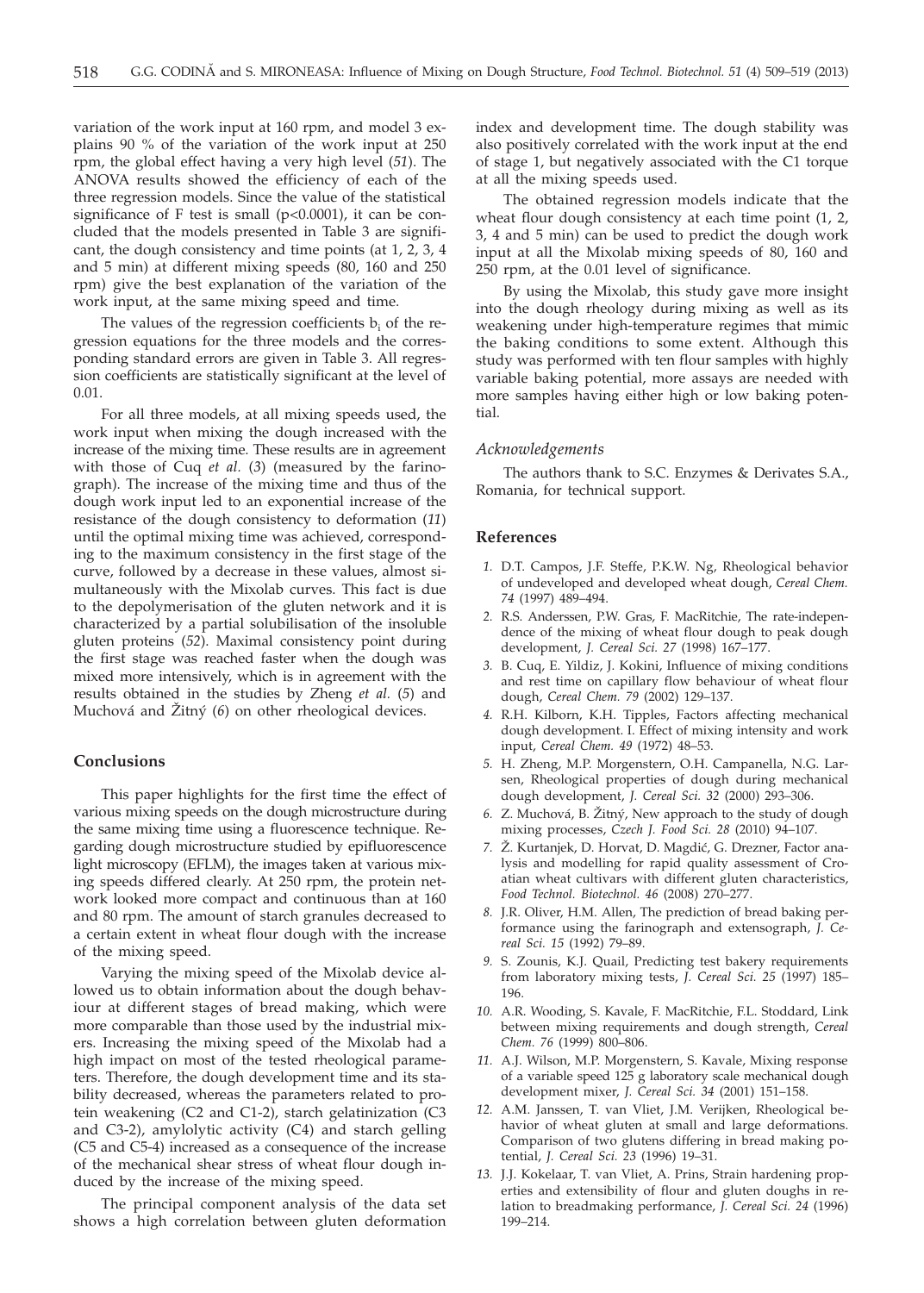variation of the work input at 160 rpm, and model 3 explains 90 % of the variation of the work input at 250 rpm, the global effect having a very high level (*51*). The ANOVA results showed the efficiency of each of the three regression models. Since the value of the statistical significance of F test is small ($p<0.0001$), it can be concluded that the models presented in Table 3 are significant, the dough consistency and time points (at 1, 2, 3, 4 and 5 min) at different mixing speeds (80, 160 and 250 rpm) give the best explanation of the variation of the work input, at the same mixing speed and time.

The values of the regression coefficients $b_i$ of the regression equations for the three models and the corresponding standard errors are given in Table 3. All regression coefficients are statistically significant at the level of 0.01.

For all three models, at all mixing speeds used, the work input when mixing the dough increased with the increase of the mixing time. These results are in agreement with those of Cuq *et al.* (*3*) (measured by the farinograph). The increase of the mixing time and thus of the dough work input led to an exponential increase of the resistance of the dough consistency to deformation (*11*) until the optimal mixing time was achieved, corresponding to the maximum consistency in the first stage of the curve, followed by a decrease in these values, almost simultaneously with the Mixolab curves. This fact is due to the depolymerisation of the gluten network and it is characterized by a partial solubilisation of the insoluble gluten proteins (*52*). Maximal consistency point during the first stage was reached faster when the dough was mixed more intensively, which is in agreement with the results obtained in the studies by Zheng *et al.* (*5*) and Muchová and Žitný (*6*) on other rheological devices.

## Conclusions

This paper highlights for the first time the effect of various mixing speeds on the dough microstructure during the same mixing time using a fluorescence technique. Regarding dough microstructure studied by epifluorescence light microscopy (EFLM), the images taken at various mixing speeds differed clearly. At 250 rpm, the protein network looked more compact and continuous than at 160 and 80 rpm. The amount of starch granules decreased to a certain extent in wheat flour dough with the increase of the mixing speed.

Varying the mixing speed of the Mixolab device allowed us to obtain information about the dough behaviour at different stages of bread making, which were more comparable than those used by the industrial mixers. Increasing the mixing speed of the Mixolab had a high impact on most of the tested rheological parameters. Therefore, the dough development time and its stability decreased, whereas the parameters related to protein weakening (C2 and C1-2), starch gelatinization (C3 and C3-2), amylolytic activity (C4) and starch gelling (C5 and C5-4) increased as a consequence of the increase of the mechanical shear stress of wheat flour dough induced by the increase of the mixing speed.

The principal component analysis of the data set shows a high correlation between gluten deformation index and development time. The dough stability was also positively correlated with the work input at the end of stage 1, but negatively associated with the C1 torque at all the mixing speeds used.

The obtained regression models indicate that the wheat flour dough consistency at each time point (1, 2, 3, 4 and 5 min) can be used to predict the dough work input at all the Mixolab mixing speeds of 80, 160 and 250 rpm, at the 0.01 level of significance.

By using the Mixolab, this study gave more insight into the dough rheology during mixing as well as its weakening under high-temperature regimes that mimic the baking conditions to some extent. Although this study was performed with ten flour samples with highly variable baking potential, more assays are needed with more samples having either high or low baking potential.

### *Acknowledgements*

The authors thank to S.C. Enzymes & Derivates S.A., Romania, for technical support.

## References

1. D.T. Campos, J.F. Steffe, P.K.W. Ng, Rheological behavior of undeveloped and developed wheat dough, *Cereal Chem. 74* (1997) 489–494.
2. R.S. Anderssen, P.W. Gras, F. MacRitchie, The rate-independence of the mixing of wheat flour dough to peak dough development, *J. Cereal Sci. 27* (1998) 167–177.
3. B. Cuq, E. Yildiz, J. Kokini, Influence of mixing conditions and rest time on capillary flow behaviour of wheat flour dough, *Cereal Chem. 79* (2002) 129–137.
4. R.H. Kilborn, K.H. Tipples, Factors affecting mechanical dough development. I. Effect of mixing intensity and work input, *Cereal Chem. 49* (1972) 48–53.
5. H. Zheng, M.P. Morgenstern, O.H. Campanella, N.G. Larsen, Rheological properties of dough during mechanical dough development, *J. Cereal Sci. 32* (2000) 293–306.
6. Z. Muchová, B. Žitný, New approach to the study of dough mixing processes, *Czech J. Food Sci. 28* (2010) 94–107.
7. Ž. Kurtanjek, D. Horvat, D. Magdić, G. Drezner, Factor analysis and modelling for rapid quality assessment of Croatian wheat cultivars with different gluten characteristics, *Food Technol. Biotechnol. 46* (2008) 270–277.
8. J.R. Oliver, H.M. Allen, The prediction of bread baking performance using the farinograph and extensograph, *J. Cereal Sci. 15* (1992) 79–89.
9. S. Zounis, K.J. Quail, Predicting test bakery requirements from laboratory mixing tests, *J. Cereal Sci. 25* (1997) 185–196.
10. A.R. Wooding, S. Kavale, F. MacRitchie, F.L. Stoddard, Link between mixing requirements and dough strength, *Cereal Chem. 76* (1999) 800–806.
11. A.J. Wilson, M.P. Morgenstern, S. Kavale, Mixing response of a variable speed 125 g laboratory scale mechanical dough development mixer, *J. Cereal Sci. 34* (2001) 151–158.
12. A.M. Janssen, T. van Vliet, J.M. Verijken, Rheological behavior of wheat gluten at small and large deformations. Comparison of two glutens differing in bread making potential, *J. Cereal Sci. 23* (1996) 19–31.
13. J.J. Kokelaar, T. van Vliet, A. Prins, Strain hardening properties and extensibility of flour and gluten doughs in relation to breadmaking performance, *J. Cereal Sci. 24* (1996) 199–214.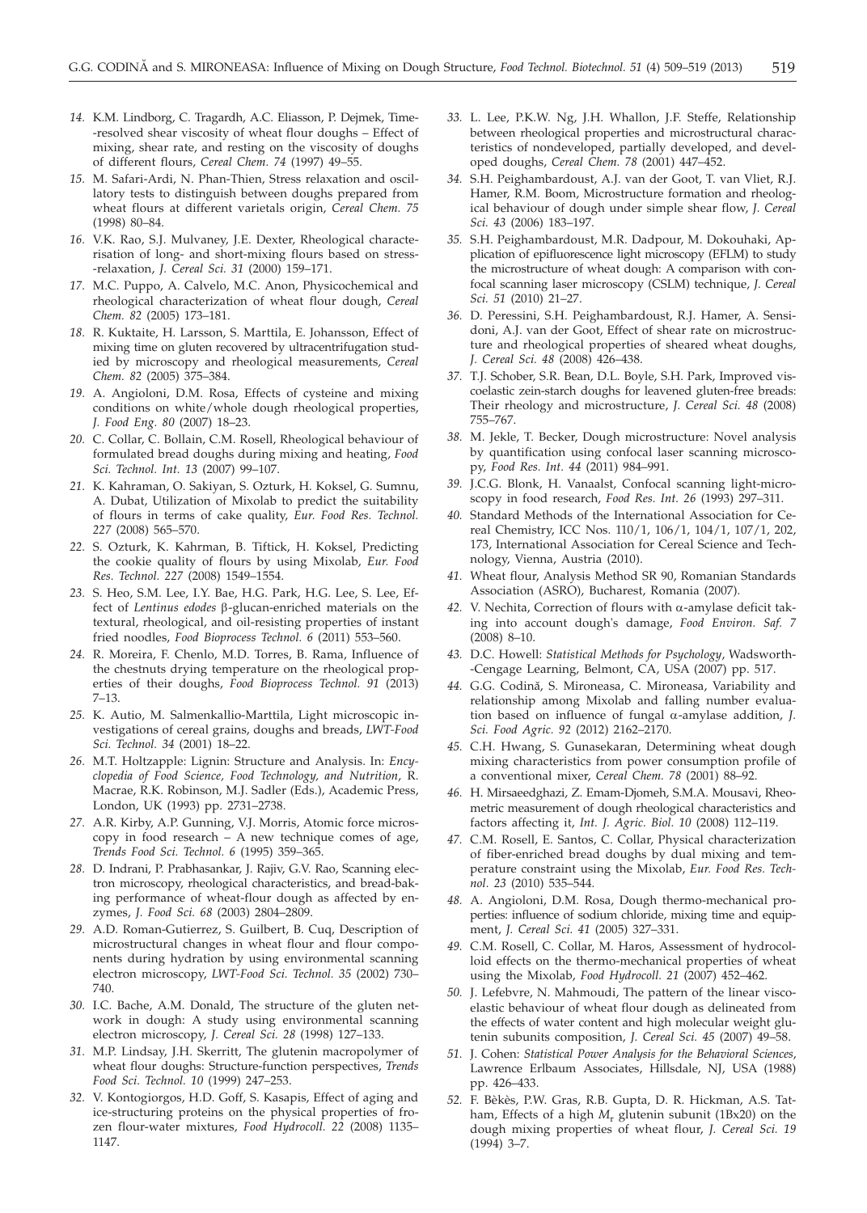*14.* K.M. Lindborg, C. Tragardh, A.C. Eliasson, P. Dejmek, Time-resolved shear viscosity of wheat flour doughs – Effect of mixing, shear rate, and resting on the viscosity of doughs of different flours, *Cereal Chem. 74* (1997) 49–55.

*15.* M. Safari-Ardi, N. Phan-Thien, Stress relaxation and oscillatory tests to distinguish between doughs prepared from wheat flours at different varietals origin, *Cereal Chem. 75* (1998) 80–84.

*16.* V.K. Rao, S.J. Mulvaney, J.E. Dexter, Rheological characterisation of long- and short-mixing flours based on stress-relaxation, *J. Cereal Sci. 31* (2000) 159–171.

*17.* M.C. Puppo, A. Calvelo, M.C. Anon, Physicochemical and rheological characterization of wheat flour dough, *Cereal Chem. 82* (2005) 173–181.

*18.* R. Kuktaite, H. Larsson, S. Marttila, E. Johansson, Effect of mixing time on gluten recovered by ultracentrifugation studied by microscopy and rheological measurements, *Cereal Chem. 82* (2005) 375–384.

*19.* A. Angioloni, D.M. Rosa, Effects of cysteine and mixing conditions on white/whole dough rheological properties, *J. Food Eng. 80* (2007) 18–23.

*20.* C. Collar, C. Bollain, C.M. Rosell, Rheological behaviour of formulated bread doughs during mixing and heating, *Food Sci. Technol. Int. 13* (2007) 99–107.

*21.* K. Kahraman, O. Sakiyan, S. Ozturk, H. Koksel, G. Sumnu, A. Dubat, Utilization of Mixolab to predict the suitability of flours in terms of cake quality, *Eur. Food Res. Technol. 227* (2008) 565–570.

*22.* S. Ozturk, K. Kahrman, B. Tiftick, H. Koksel, Predicting the cookie quality of flours by using Mixolab, *Eur. Food Res. Technol. 227* (2008) 1549–1554.

*23.* S. Heo, S.M. Lee, I.Y. Bae, H.G. Park, H.G. Lee, S. Lee, Effect of *Lentinus edodes* β-glucan-enriched materials on the textural, rheological, and oil-resisting properties of instant fried noodles, *Food Bioprocess Technol. 6* (2011) 553–560.

*24.* R. Moreira, F. Chenlo, M.D. Torres, B. Rama, Influence of the chestnuts drying temperature on the rheological properties of their doughs, *Food Bioprocess Technol. 91* (2013) 7–13.

*25.* K. Autio, M. Salmenkallio-Marttila, Light microscopic investigations of cereal grains, doughs and breads, *LWT-Food Sci. Technol. 34* (2001) 18–22.

*26.* M.T. Holtzapple: Lignin: Structure and Analysis. In: *Encyclopedia of Food Science, Food Technology, and Nutrition*, R. Macrae, R.K. Robinson, M.J. Sadler (Eds.), Academic Press, London, UK (1993) pp. 2731–2738.

*27.* A.R. Kirby, A.P. Gunning, V.J. Morris, Atomic force microscopy in food research – A new technique comes of age, *Trends Food Sci. Technol. 6* (1995) 359–365.

*28.* D. Indrani, P. Prabhasankar, J. Rajiv, G.V. Rao, Scanning electron microscopy, rheological characteristics, and bread-baking performance of wheat-flour dough as affected by enzymes, *J. Food Sci. 68* (2003) 2804–2809.

*29.* A.D. Roman-Gutierrez, S. Guilbert, B. Cuq, Description of microstructural changes in wheat flour and flour components during hydration by using environmental scanning electron microscopy, *LWT-Food Sci. Technol. 35* (2002) 730–740.

*30.* I.C. Bache, A.M. Donald, The structure of the gluten network in dough: A study using environmental scanning electron microscopy, *J. Cereal Sci. 28* (1998) 127–133.

*31.* M.P. Lindsay, J.H. Skerritt, The glutenin macropolymer of wheat flour doughs: Structure-function perspectives, *Trends Food Sci. Technol. 10* (1999) 247–253.

*32.* V. Kontogiorgos, H.D. Goff, S. Kasapis, Effect of aging and ice-structuring proteins on the physical properties of frozen flour-water mixtures, *Food Hydrocoll. 22* (2008) 1135–1147.

*33.* L. Lee, P.K.W. Ng, J.H. Whallon, J.F. Steffe, Relationship between rheological properties and microstructural characteristics of nondeveloped, partially developed, and developed doughs, *Cereal Chem. 78* (2001) 447–452.

*34.* S.H. Peighambardoust, A.J. van der Goot, T. van Vliet, R.J. Hamer, R.M. Boom, Microstructure formation and rheological behaviour of dough under simple shear flow, *J. Cereal Sci. 43* (2006) 183–197.

*35.* S.H. Peighambardoust, M.R. Dadpour, M. Dokouhaki, Application of epifluorescence light microscopy (EFLM) to study the microstructure of wheat dough: A comparison with confocal scanning laser microscopy (CSLM) technique, *J. Cereal Sci. 51* (2010) 21–27.

*36.* D. Peressini, S.H. Peighambardoust, R.J. Hamer, A. Sensidoni, A.J. van der Goot, Effect of shear rate on microstructure and rheological properties of sheared wheat doughs, *J. Cereal Sci. 48* (2008) 426–438.

*37.* T.J. Schober, S.R. Bean, D.L. Boyle, S.H. Park, Improved viscoelastic zein-starch doughs for leavened gluten-free breads: Their rheology and microstructure, *J. Cereal Sci. 48* (2008) 755–767.

*38.* M. Jekle, T. Becker, Dough microstructure: Novel analysis by quantification using confocal laser scanning microscopy, *Food Res. Int. 44* (2011) 984–991.

*39.* J.C.G. Blonk, H. Vanaalst, Confocal scanning light-microscopy in food research, *Food Res. Int. 26* (1993) 297–311.

*40.* Standard Methods of the International Association for Cereal Chemistry, ICC Nos. 110/1, 106/1, 104/1, 107/1, 202, 173, International Association for Cereal Science and Technology, Vienna, Austria (2010).

*41.* Wheat flour, Analysis Method SR 90, Romanian Standards Association (ASRO), Bucharest, Romania (2007).

*42.* V. Nechita, Correction of flours with α-amylase deficit taking into account dough's damage, *Food Environ. Saf. 7* (2008) 8–10.

*43.* D.C. Howell: *Statistical Methods for Psychology*, Wadsworth-Cengage Learning, Belmont, CA, USA (2007) pp. 517.

*44.* G.G. Codină, S. Mironeasa, C. Mironeasa, Variability and relationship among Mixolab and falling number evaluation based on influence of fungal α-amylase addition, *J. Sci. Food Agric. 92* (2012) 2162–2170.

*45.* C.H. Hwang, S. Gunasekaran, Determining wheat dough mixing characteristics from power consumption profile of a conventional mixer, *Cereal Chem. 78* (2001) 88–92.

*46.* H. Mirsaeedghazi, Z. Emam-Djomeh, S.M.A. Mousavi, Rheometric measurement of dough rheological characteristics and factors affecting it, *Int. J. Agric. Biol. 10* (2008) 112–119.

*47.* C.M. Rosell, E. Santos, C. Collar, Physical characterization of fiber-enriched bread doughs by dual mixing and temperature constraint using the Mixolab, *Eur. Food Res. Technol. 23* (2010) 535–544.

*48.* A. Angioloni, D.M. Rosa, Dough thermo-mechanical properties: influence of sodium chloride, mixing time and equipment, *J. Cereal Sci. 41* (2005) 327–331.

*49.* C.M. Rosell, C. Collar, M. Haros, Assessment of hydrocolloid effects on the thermo-mechanical properties of wheat using the Mixolab, *Food Hydrocoll. 21* (2007) 452–462.

*50.* J. Lefebvre, N. Mahmoudi, The pattern of the linear viscoelastic behaviour of wheat flour dough as delineated from the effects of water content and high molecular weight glutenin subunits composition, *J. Cereal Sci. 45* (2007) 49–58.

*51.* J. Cohen: *Statistical Power Analysis for the Behavioral Sciences*, Lawrence Erlbaum Associates, Hillsdale, NJ, USA (1988) pp. 426–433.

*52.* F. Bèkès, P.W. Gras, R.B. Gupta, D. R. Hickman, A.S. Tatham, Effects of a high $M_r$ glutenin subunit (1Bx20) on the dough mixing properties of wheat flour, *J. Cereal Sci. 19* (1994) 3–7.